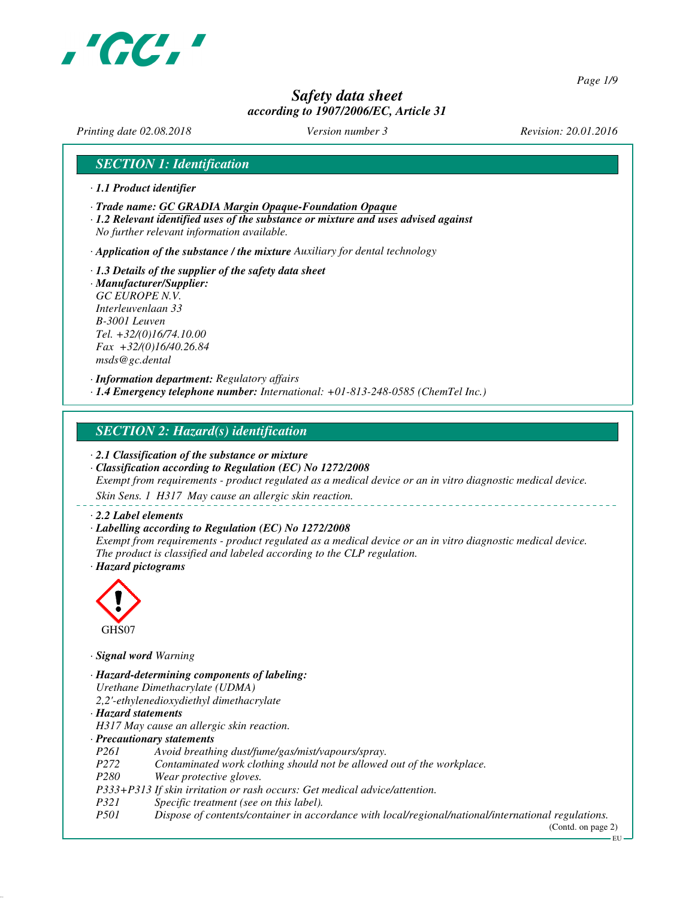# Safety data sheet
*according to 1907/2006/EC, Article 31*

*Printing date 02.08.2018* *Version number 3* *Revision: 20.01.2016*

## SECTION 1: Identification

· **1.1 Product identifier**

· **Trade name: GC GRADIA Margin Opaque-Foundation Opaque**

· **1.2 Relevant identified uses of the substance or mixture and uses advised against**
No further relevant information available.

· **Application of the substance / the mixture** Auxiliary for dental technology

· **1.3 Details of the supplier of the safety data sheet**

· **Manufacturer/Supplier:**
GC EUROPE N.V.
Interleuvenlaan 33
B-3001 Leuven
Tel. +32/(0)16/74.10.00
Fax +32/(0)16/40.26.84
msds@gc.dental

· **Information department:** Regulatory affairs

· **1.4 Emergency telephone number:** International: +01-813-248-0585 (ChemTel Inc.)

## SECTION 2: Hazard(s) identification

· **2.1 Classification of the substance or mixture**

· **Classification according to Regulation (EC) No 1272/2008**
Exempt from requirements - product regulated as a medical device or an in vitro diagnostic medical device.
Skin Sens. 1 H317 May cause an allergic skin reaction.

· **2.2 Label elements**

· **Labelling according to Regulation (EC) No 1272/2008**
Exempt from requirements - product regulated as a medical device or an in vitro diagnostic medical device.
The product is classified and labeled according to the CLP regulation.

· **Hazard pictograms**

GHS07

· **Signal word** Warning

· **Hazard-determining components of labeling:**
Urethane Dimethacrylate (UDMA)
2,2'-ethylenedioxydiethyl dimethacrylate

· **Hazard statements**
H317 May cause an allergic skin reaction.

· **Precautionary statements**

| | |
|---|---|
| P261 | Avoid breathing dust/fume/gas/mist/vapours/spray. |
| P272 | Contaminated work clothing should not be allowed out of the workplace. |
| P280 | Wear protective gloves. |
| P333+P313 | If skin irritation or rash occurs: Get medical advice/attention. |
| P321 | Specific treatment (see on this label). |
| P501 | Dispose of contents/container in accordance with local/regional/national/international regulations. |

(Contd. on page 2)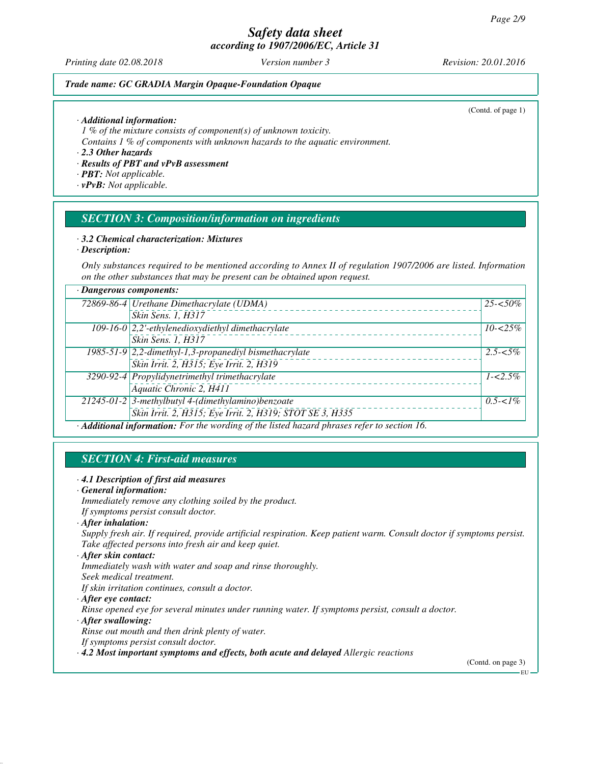*Trade name: GC GRADIA Margin Opaque-Foundation Opaque*

(Contd. of page 1)

· ***Additional information:***
*1 % of the mixture consists of component(s) of unknown toxicity.*
*Contains 1 % of components with unknown hazards to the aquatic environment.*

· ***2.3 Other hazards***
· ***Results of PBT and vPvB assessment***
· ***PBT:*** *Not applicable.*
· ***vPvB:*** *Not applicable.*

## *SECTION 3: Composition/information on ingredients*

· ***3.2 Chemical characterization: Mixtures***
· ***Description:***

*Only substances required to be mentioned according to Annex II of regulation 1907/2006 are listed. Information on the other substances that may be present can be obtained upon request.*

| · ***Dangerous components:*** | | |
|---|---|---|
| 72869-86-4 | Urethane Dimethacrylate (UDMA)<br>Skin Sens. 1, H317 | 25-<50% |
| 109-16-0 | 2,2'-ethylenedioxydiethyl dimethacrylate<br>Skin Sens. 1, H317 | 10-<25% |
| 1985-51-9 | 2,2-dimethyl-1,3-propanediyl bismethacrylate<br>Skin Irrit. 2, H315; Eye Irrit. 2, H319 | 2.5-<5% |
| 3290-92-4 | Propylidynetrimethyl trimethacrylate<br>Aquatic Chronic 2, H411 | 1-<2.5% |
| 21245-01-2 | 3-methylbutyl 4-(dimethylamino)benzoate<br>Skin Irrit. 2, H315; Eye Irrit. 2, H319; STOT SE 3, H335 | 0.5-<1% |

· ***Additional information:*** *For the wording of the listed hazard phrases refer to section 16.*

## *SECTION 4: First-aid measures*

· ***4.1 Description of first aid measures***
· ***General information:***
*Immediately remove any clothing soiled by the product.*
*If symptoms persist consult doctor.*

· ***After inhalation:***
*Supply fresh air. If required, provide artificial respiration. Keep patient warm. Consult doctor if symptoms persist.*
*Take affected persons into fresh air and keep quiet.*

· ***After skin contact:***
*Immediately wash with water and soap and rinse thoroughly.*
*Seek medical treatment.*
*If skin irritation continues, consult a doctor.*

· ***After eye contact:***
*Rinse opened eye for several minutes under running water. If symptoms persist, consult a doctor.*

· ***After swallowing:***
*Rinse out mouth and then drink plenty of water.*
*If symptoms persist consult doctor.*

· ***4.2 Most important symptoms and effects, both acute and delayed*** *Allergic reactions*

(Contd. on page 3)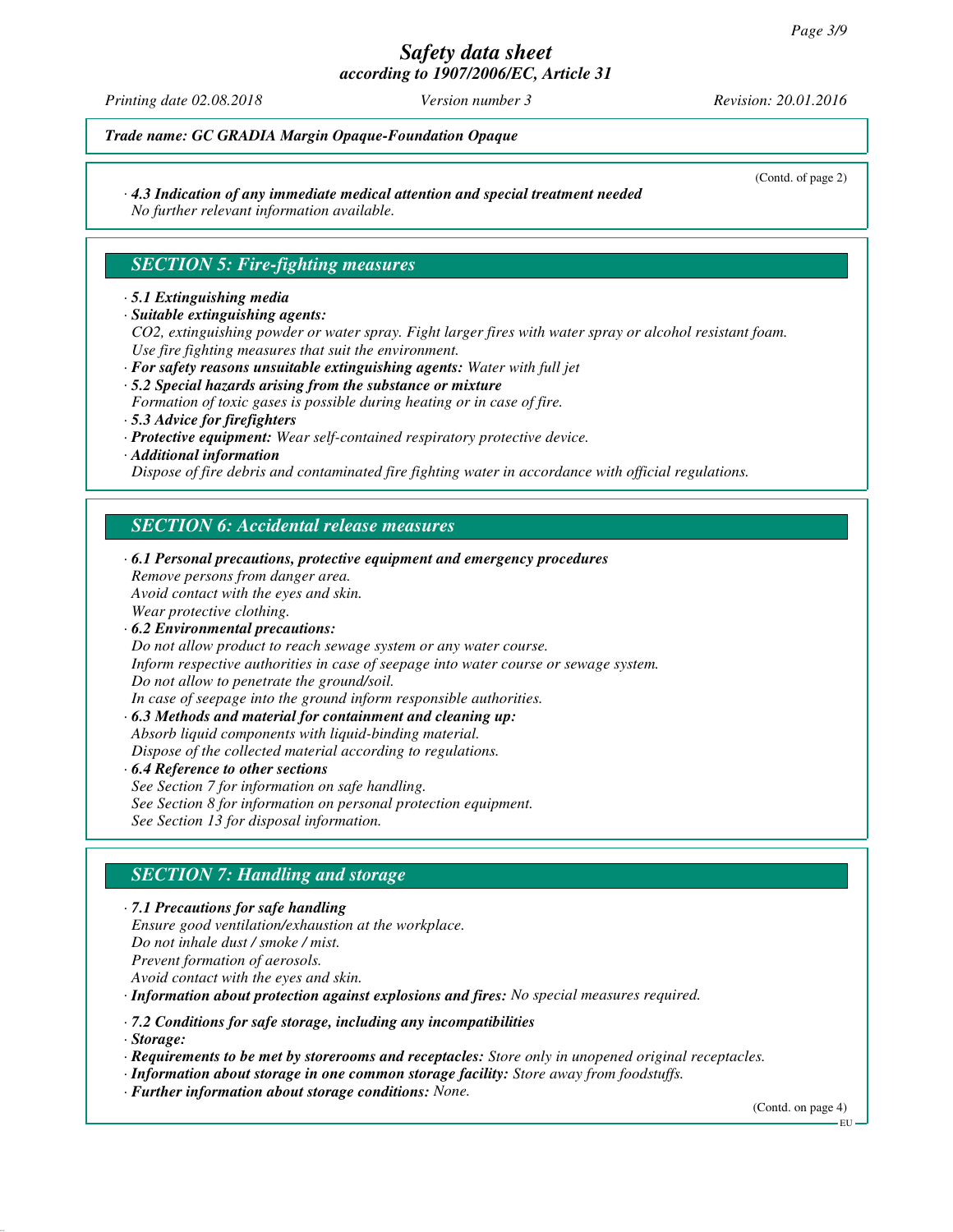*Trade name: GC GRADIA Margin Opaque-Foundation Opaque*

(Contd. of page 2)

· ***4.3 Indication of any immediate medical attention and special treatment needed***
*No further relevant information available.*

## *SECTION 5: Fire-fighting measures*

· ***5.1 Extinguishing media***
· ***Suitable extinguishing agents:***
*$CO_2$, extinguishing powder or water spray. Fight larger fires with water spray or alcohol resistant foam.*
*Use fire fighting measures that suit the environment.*
· ***For safety reasons unsuitable extinguishing agents:*** *Water with full jet*
· ***5.2 Special hazards arising from the substance or mixture***
*Formation of toxic gases is possible during heating or in case of fire.*
· ***5.3 Advice for firefighters***
· ***Protective equipment:*** *Wear self-contained respiratory protective device.*
· ***Additional information***
*Dispose of fire debris and contaminated fire fighting water in accordance with official regulations.*

## *SECTION 6: Accidental release measures*

· ***6.1 Personal precautions, protective equipment and emergency procedures***
*Remove persons from danger area.*
*Avoid contact with the eyes and skin.*
*Wear protective clothing.*
· ***6.2 Environmental precautions:***
*Do not allow product to reach sewage system or any water course.*
*Inform respective authorities in case of seepage into water course or sewage system.*
*Do not allow to penetrate the ground/soil.*
*In case of seepage into the ground inform responsible authorities.*
· ***6.3 Methods and material for containment and cleaning up:***
*Absorb liquid components with liquid-binding material.*
*Dispose of the collected material according to regulations.*
· ***6.4 Reference to other sections***
*See Section 7 for information on safe handling.*
*See Section 8 for information on personal protection equipment.*
*See Section 13 for disposal information.*

## *SECTION 7: Handling and storage*

· ***7.1 Precautions for safe handling***
*Ensure good ventilation/exhaustion at the workplace.*
*Do not inhale dust / smoke / mist.*
*Prevent formation of aerosols.*
*Avoid contact with the eyes and skin.*
· ***Information about protection against explosions and fires:*** *No special measures required.*

· ***7.2 Conditions for safe storage, including any incompatibilities***
· ***Storage:***
· ***Requirements to be met by storerooms and receptacles:*** *Store only in unopened original receptacles.*
· ***Information about storage in one common storage facility:*** *Store away from foodstuffs.*
· ***Further information about storage conditions:*** *None.*

(Contd. on page 4)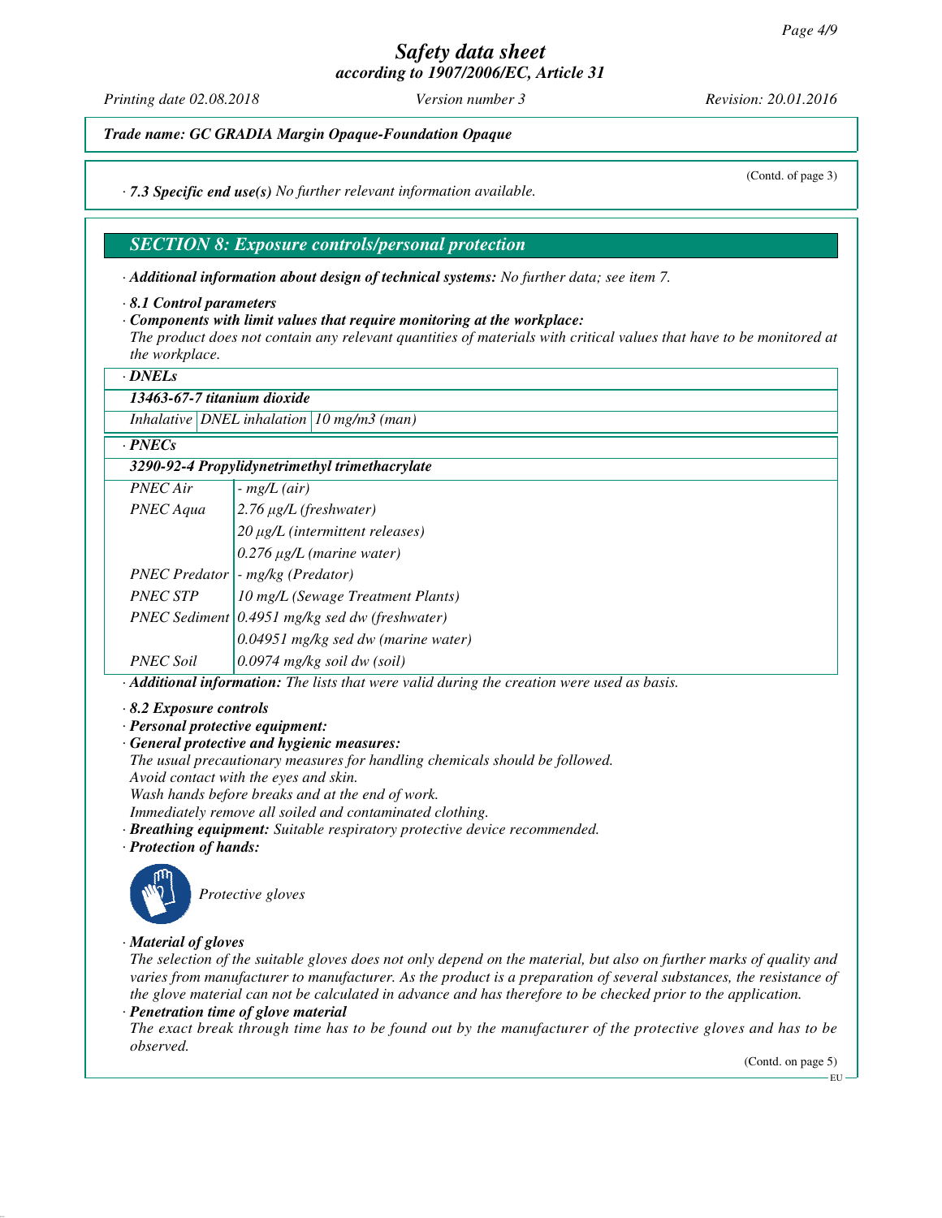# Safety data sheet
*according to 1907/2006/EC, Article 31*

*Printing date 02.08.2018* *Version number 3* *Revision: 20.01.2016*

***Trade name: GC GRADIA Margin Opaque-Foundation Opaque***

(Contd. of page 3)

· ***7.3 Specific end use(s)*** *No further relevant information available.*

## *SECTION 8: Exposure controls/personal protection*

· ***Additional information about design of technical systems:*** *No further data; see item 7.*

· ***8.1 Control parameters***

· ***Components with limit values that require monitoring at the workplace:***
*The product does not contain any relevant quantities of materials with critical values that have to be monitored at the workplace.*

· ***DNELs***

| ***13463-67-7 titanium dioxide*** | | |
|---|---|---|
| *Inhalative* | *DNEL inhalation* | *10 mg/m3 (man)* |

· ***PNECs***

| ***3290-92-4 Propylidynetrimethyl trimethacrylate*** | |
|---|---|
| *PNEC Air* | *- mg/L (air)* |
| *PNEC Aqua* | *2.76 µg/L (freshwater)* |
| | *20 µg/L (intermittent releases)* |
| | *0.276 µg/L (marine water)* |
| *PNEC Predator* | *- mg/kg (Predator)* |
| *PNEC STP* | *10 mg/L (Sewage Treatment Plants)* |
| *PNEC Sediment* | *0.4951 mg/kg sed dw (freshwater)* |
| | *0.04951 mg/kg sed dw (marine water)* |
| *PNEC Soil* | *0.0974 mg/kg soil dw (soil)* |

· ***Additional information:*** *The lists that were valid during the creation were used as basis.*

· ***8.2 Exposure controls***

· ***Personal protective equipment:***

· ***General protective and hygienic measures:***
*The usual precautionary measures for handling chemicals should be followed.*
*Avoid contact with the eyes and skin.*
*Wash hands before breaks and at the end of work.*
*Immediately remove all soiled and contaminated clothing.*

· ***Breathing equipment:*** *Suitable respiratory protective device recommended.*

· ***Protection of hands:***

*Protective gloves*

· ***Material of gloves***
*The selection of the suitable gloves does not only depend on the material, but also on further marks of quality and varies from manufacturer to manufacturer. As the product is a preparation of several substances, the resistance of the glove material can not be calculated in advance and has therefore to be checked prior to the application.*

· ***Penetration time of glove material***
*The exact break through time has to be found out by the manufacturer of the protective gloves and has to be observed.*

(Contd. on page 5)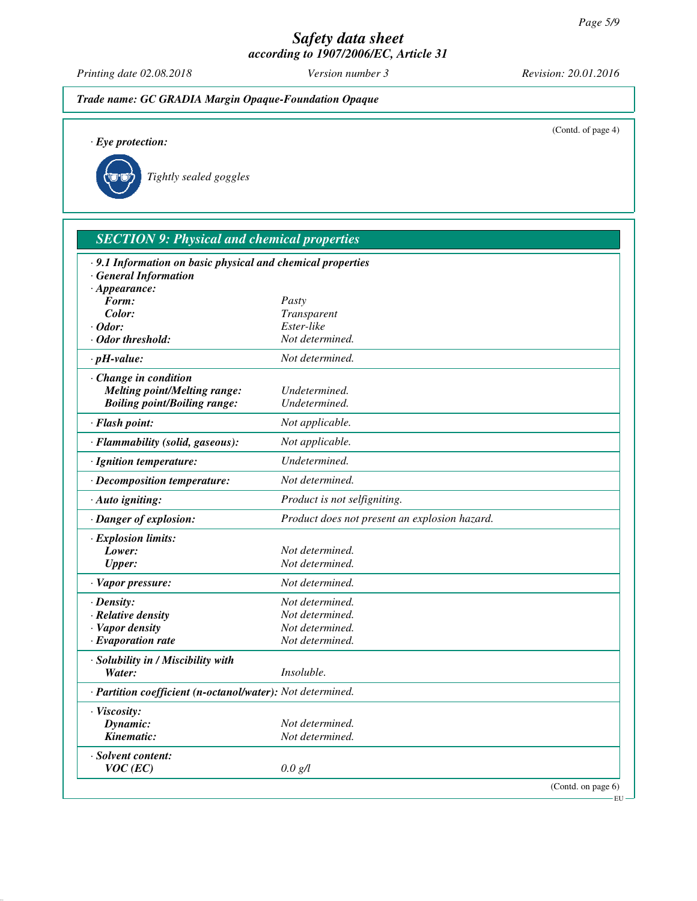*Trade name: GC GRADIA Margin Opaque-Foundation Opaque*

(Contd. of page 4)

· **Eye protection:**

Tightly sealed goggles

## SECTION 9: Physical and chemical properties

| | |
|---|---|
| · **9.1 Information on basic physical and chemical properties** | |
| · **General Information** | |
| · **Appearance:** | |
| **Form:** | Pasty |
| **Color:** | Transparent |
| · **Odor:** | Ester-like |
| · **Odor threshold:** | Not determined. |
| · **pH-value:** | Not determined. |
| · **Change in condition** | |
| **Melting point/Melting range:** | Undetermined. |
| **Boiling point/Boiling range:** | Undetermined. |
| · **Flash point:** | Not applicable. |
| · **Flammability (solid, gaseous):** | Not applicable. |
| · **Ignition temperature:** | Undetermined. |
| · **Decomposition temperature:** | Not determined. |
| · **Auto igniting:** | Product is not selfigniting. |
| · **Danger of explosion:** | Product does not present an explosion hazard. |
| · **Explosion limits:** | |
| **Lower:** | Not determined. |
| **Upper:** | Not determined. |
| · **Vapor pressure:** | Not determined. |
| · **Density:** | Not determined. |
| · **Relative density** | Not determined. |
| · **Vapor density** | Not determined. |
| · **Evaporation rate** | Not determined. |
| · **Solubility in / Miscibility with** | |
| **Water:** | Insoluble. |
| · **Partition coefficient (n-octanol/water):** | Not determined. |
| · **Viscosity:** | |
| **Dynamic:** | Not determined. |
| **Kinematic:** | Not determined. |
| · **Solvent content:** | |
| **VOC (EC)** | 0.0 g/l |

(Contd. on page 6)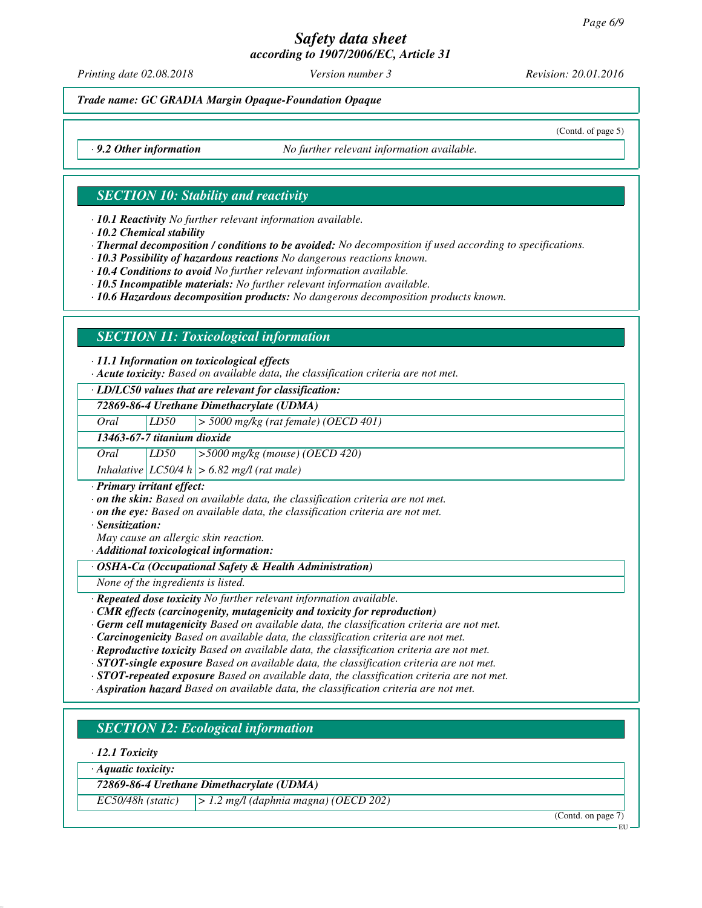*Trade name: GC GRADIA Margin Opaque-Foundation Opaque*

(Contd. of page 5)

· ***9.2 Other information*** *No further relevant information available.*

## *SECTION 10: Stability and reactivity*

· ***10.1 Reactivity*** *No further relevant information available.*
· ***10.2 Chemical stability***
· ***Thermal decomposition / conditions to be avoided:*** *No decomposition if used according to specifications.*
· ***10.3 Possibility of hazardous reactions*** *No dangerous reactions known.*
· ***10.4 Conditions to avoid*** *No further relevant information available.*
· ***10.5 Incompatible materials:*** *No further relevant information available.*
· ***10.6 Hazardous decomposition products:*** *No dangerous decomposition products known.*

## *SECTION 11: Toxicological information*

· ***11.1 Information on toxicological effects***
· ***Acute toxicity:*** *Based on available data, the classification criteria are not met.*

| · ***LD/LC50 values that are relevant for classification:*** | | |
|---|---|---|
| ***72869-86-4 Urethane Dimethacrylate (UDMA)*** | | |
| *Oral* | *LD50* | *> 5000 mg/kg (rat female) (OECD 401)* |
| ***13463-67-7 titanium dioxide*** | | |
| *Oral* | *LD50* | *>5000 mg/kg (mouse) (OECD 420)* |
| *Inhalative* | *LC50/4 h* | *> 6.82 mg/l (rat male)* |

· ***Primary irritant effect:***
· ***on the skin:*** *Based on available data, the classification criteria are not met.*
· ***on the eye:*** *Based on available data, the classification criteria are not met.*
· ***Sensitization:***
*May cause an allergic skin reaction.*
· ***Additional toxicological information:***

| · ***OSHA-Ca (Occupational Safety & Health Administration)*** |
|---|
| *None of the ingredients is listed.* |

· ***Repeated dose toxicity*** *No further relevant information available.*
· ***CMR effects (carcinogenity, mutagenicity and toxicity for reproduction)***
· ***Germ cell mutagenicity*** *Based on available data, the classification criteria are not met.*
· ***Carcinogenicity*** *Based on available data, the classification criteria are not met.*
· ***Reproductive toxicity*** *Based on available data, the classification criteria are not met.*
· ***STOT-single exposure*** *Based on available data, the classification criteria are not met.*
· ***STOT-repeated exposure*** *Based on available data, the classification criteria are not met.*
· ***Aspiration hazard*** *Based on available data, the classification criteria are not met.*

## *SECTION 12: Ecological information*

· ***12.1 Toxicity***

| · ***Aquatic toxicity:*** | |
|---|---|
| ***72869-86-4 Urethane Dimethacrylate (UDMA)*** | |
| *EC50/48h (static)* | *> 1.2 mg/l (daphnia magna) (OECD 202)* |

(Contd. on page 7)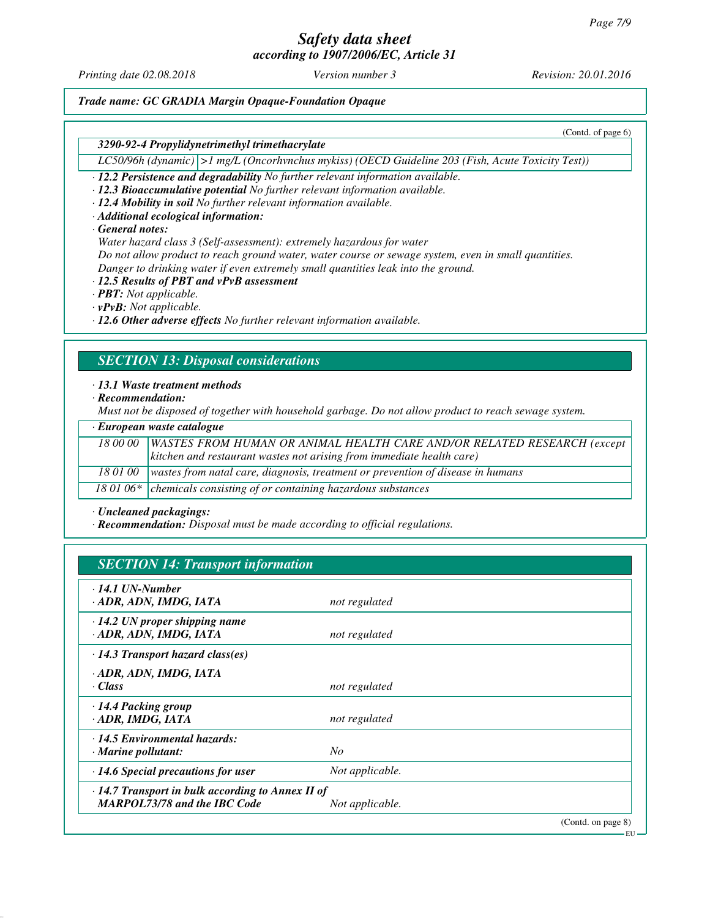*Trade name: GC GRADIA Margin Opaque-Foundation Opaque*

(Contd. of page 6)

| 3290-92-4 Propylidynetrimethyl trimethacrylate | |
|---|---|
| LC50/96h (dynamic) | >1 mg/L (Oncorhynchus mykiss) (OECD Guideline 203 (Fish, Acute Toxicity Test)) |

· **12.2 Persistence and degradability** No further relevant information available.
· **12.3 Bioaccumulative potential** No further relevant information available.
· **12.4 Mobility in soil** No further relevant information available.
· **Additional ecological information:**
· **General notes:**
Water hazard class 3 (Self-assessment): extremely hazardous for water
Do not allow product to reach ground water, water course or sewage system, even in small quantities.
Danger to drinking water if even extremely small quantities leak into the ground.
· **12.5 Results of PBT and vPvB assessment**
· **PBT:** Not applicable.
· **vPvB:** Not applicable.
· **12.6 Other adverse effects** No further relevant information available.

## SECTION 13: Disposal considerations

· **13.1 Waste treatment methods**
· **Recommendation:**
Must not be disposed of together with household garbage. Do not allow product to reach sewage system.

| · European waste catalogue | |
|---|---|
| 18 00 00 | WASTES FROM HUMAN OR ANIMAL HEALTH CARE AND/OR RELATED RESEARCH (except kitchen and restaurant wastes not arising from immediate health care) |
| 18 01 00 | wastes from natal care, diagnosis, treatment or prevention of disease in humans |
| 18 01 06* | chemicals consisting of or containing hazardous substances |

· **Uncleaned packagings:**
· **Recommendation:** Disposal must be made according to official regulations.

## SECTION 14: Transport information

| | |
|---|---|
| · **14.1 UN-Number**<br>· **ADR, ADN, IMDG, IATA** | not regulated |
| · **14.2 UN proper shipping name**<br>· **ADR, ADN, IMDG, IATA** | not regulated |
| · **14.3 Transport hazard class(es)**<br>· **ADR, ADN, IMDG, IATA**<br>· **Class** | not regulated |
| · **14.4 Packing group**<br>· **ADR, IMDG, IATA** | not regulated |
| · **14.5 Environmental hazards:**<br>· **Marine pollutant:** | No |
| · **14.6 Special precautions for user** | Not applicable. |
| · **14.7 Transport in bulk according to Annex II of MARPOL73/78 and the IBC Code** | Not applicable. |

(Contd. on page 8)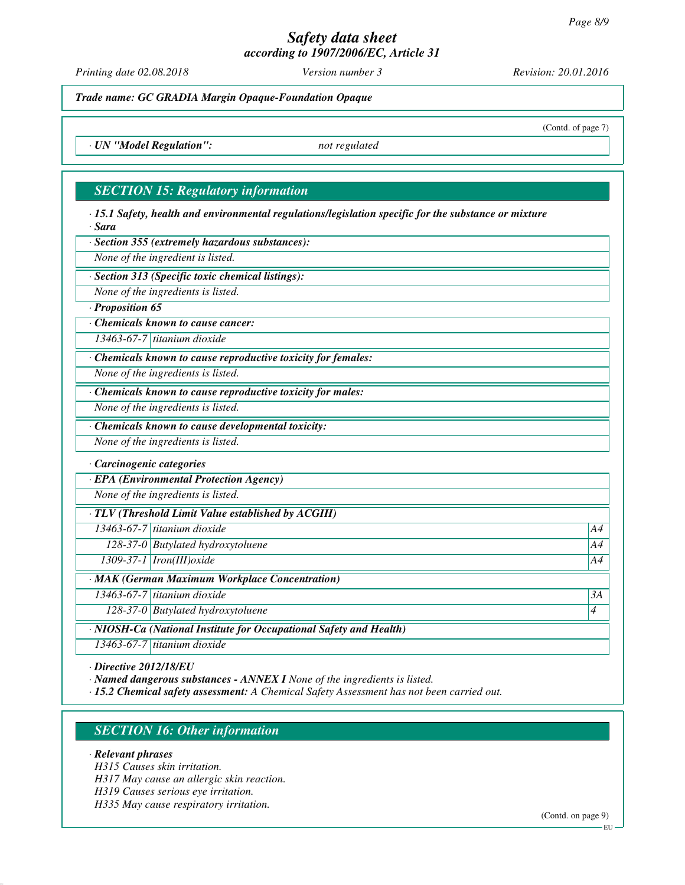Trade name: GC GRADIA Margin Opaque-Foundation Opaque

(Contd. of page 7)

· UN "Model Regulation": not regulated

## SECTION 15: Regulatory information

· **15.1 Safety, health and environmental regulations/legislation specific for the substance or mixture**

· **Sara**

· **Section 355 (extremely hazardous substances):**

None of the ingredient is listed.

· **Section 313 (Specific toxic chemical listings):**

None of the ingredients is listed.

· **Proposition 65**

· **Chemicals known to cause cancer:**

| | |
|---|---|
| 13463-67-7 | titanium dioxide |

· **Chemicals known to cause reproductive toxicity for females:**

None of the ingredients is listed.

· **Chemicals known to cause reproductive toxicity for males:**

None of the ingredients is listed.

· **Chemicals known to cause developmental toxicity:**

None of the ingredients is listed.

· **Carcinogenic categories**

· **EPA (Environmental Protection Agency)**

None of the ingredients is listed.

· **TLV (Threshold Limit Value established by ACGIH)**

| | | |
|---|---|---|
| 13463-67-7 | titanium dioxide | A4 |
| 128-37-0 | Butylated hydroxytoluene | A4 |
| 1309-37-1 | Iron(III)oxide | A4 |

· **MAK (German Maximum Workplace Concentration)**

| | | |
|---|---|---|
| 13463-67-7 | titanium dioxide | 3A |
| 128-37-0 | Butylated hydroxytoluene | 4 |

· **NIOSH-Ca (National Institute for Occupational Safety and Health)**

| | |
|---|---|
| 13463-67-7 | titanium dioxide |

· **Directive 2012/18/EU**

· **Named dangerous substances - ANNEX I** None of the ingredients is listed.

· **15.2 Chemical safety assessment:** A Chemical Safety Assessment has not been carried out.

## SECTION 16: Other information

· **Relevant phrases**

H315 Causes skin irritation.
H317 May cause an allergic skin reaction.
H319 Causes serious eye irritation.
H335 May cause respiratory irritation.

(Contd. on page 9)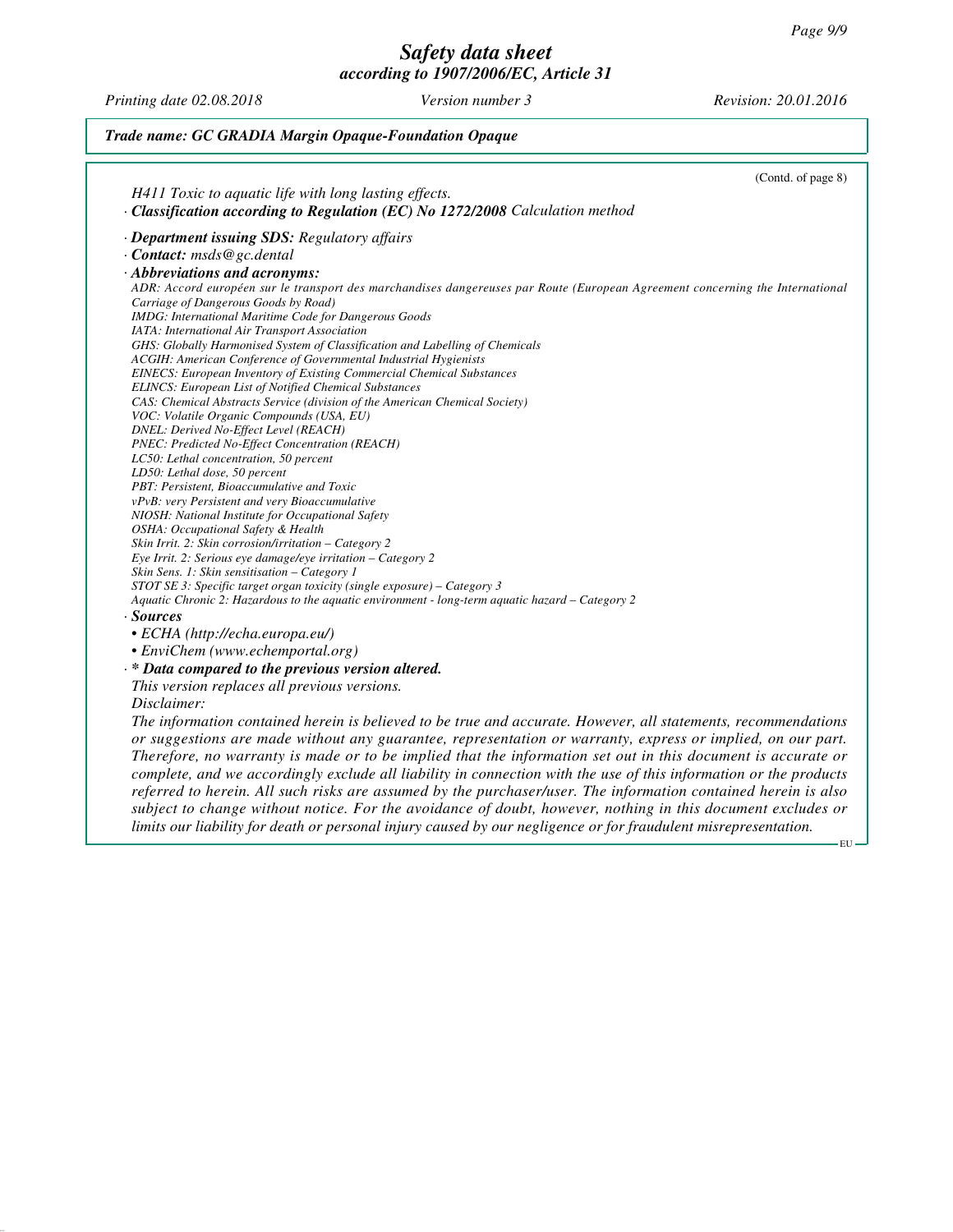(Contd. of page 8)

H411 Toxic to aquatic life with long lasting effects.

· **Classification according to Regulation (EC) No 1272/2008** Calculation method

· **Department issuing SDS:** Regulatory affairs

· **Contact:** msds@gc.dental

· **Abbreviations and acronyms:**

ADR: Accord européen sur le transport des marchandises dangereuses par Route (European Agreement concerning the International Carriage of Dangerous Goods by Road)
IMDG: International Maritime Code for Dangerous Goods
IATA: International Air Transport Association
GHS: Globally Harmonised System of Classification and Labelling of Chemicals
ACGIH: American Conference of Governmental Industrial Hygienists
EINECS: European Inventory of Existing Commercial Chemical Substances
ELINCS: European List of Notified Chemical Substances
CAS: Chemical Abstracts Service (division of the American Chemical Society)
VOC: Volatile Organic Compounds (USA, EU)
DNEL: Derived No-Effect Level (REACH)
PNEC: Predicted No-Effect Concentration (REACH)
LC50: Lethal concentration, 50 percent
LD50: Lethal dose, 50 percent
PBT: Persistent, Bioaccumulative and Toxic
vPvB: very Persistent and very Bioaccumulative
NIOSH: National Institute for Occupational Safety
OSHA: Occupational Safety & Health
Skin Irrit. 2: Skin corrosion/irritation – Category 2
Eye Irrit. 2: Serious eye damage/eye irritation – Category 2
Skin Sens. 1: Skin sensitisation – Category 1
STOT SE 3: Specific target organ toxicity (single exposure) – Category 3
Aquatic Chronic 2: Hazardous to the aquatic environment - long-term aquatic hazard – Category 2

· **Sources**

- ECHA (http://echa.europa.eu/)
- EnviChem (www.echemportal.org)

· *** Data compared to the previous version altered.**

This version replaces all previous versions.

Disclaimer:

The information contained herein is believed to be true and accurate. However, all statements, recommendations or suggestions are made without any guarantee, representation or warranty, express or implied, on our part. Therefore, no warranty is made or to be implied that the information set out in this document is accurate or complete, and we accordingly exclude all liability in connection with the use of this information or the products referred to herein. All such risks are assumed by the purchaser/user. The information contained herein is also subject to change without notice. For the avoidance of doubt, however, nothing in this document excludes or limits our liability for death or personal injury caused by our negligence or for fraudulent misrepresentation.